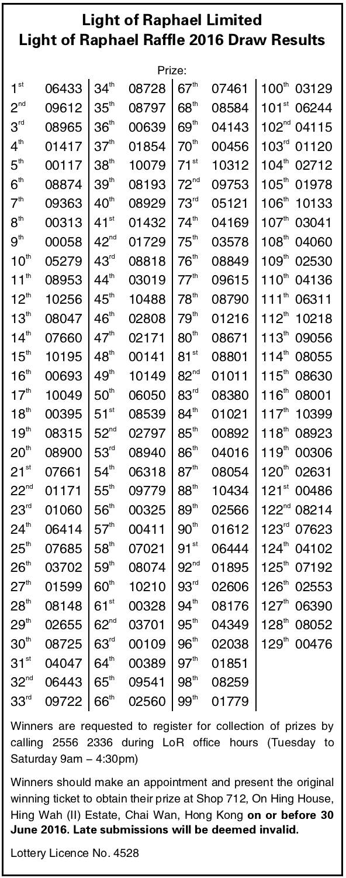# Light of Raphael Limited
# Light of Raphael Raffle 2016 Draw Results

Prize:

| Prize | No. | Prize | No. | Prize | No. | Prize | No. |
|---|---|---|---|---|---|---|---|
| 1st | 06433 | 34th | 08728 | 67th | 07461 | 100th | 03129 |
| 2nd | 09612 | 35th | 08797 | 68th | 08584 | 101st | 06244 |
| 3rd | 08965 | 36th | 00639 | 69th | 04143 | 102nd | 04115 |
| 4th | 01417 | 37th | 01854 | 70th | 00456 | 103rd | 01120 |
| 5th | 00117 | 38th | 10079 | 71st | 10312 | 104th | 02712 |
| 6th | 08874 | 39th | 08193 | 72nd | 09753 | 105th | 01978 |
| 7th | 09363 | 40th | 08929 | 73rd | 05121 | 106th | 10133 |
| 8th | 00313 | 41st | 01432 | 74th | 04169 | 107th | 03041 |
| 9th | 00058 | 42nd | 01729 | 75th | 03578 | 108th | 04060 |
| 10th | 05279 | 43rd | 08818 | 76th | 08849 | 109th | 02530 |
| 11th | 08953 | 44th | 03019 | 77th | 09615 | 110th | 04136 |
| 12th | 10256 | 45th | 10488 | 78th | 08790 | 111th | 06311 |
| 13th | 08047 | 46th | 02808 | 79th | 01216 | 112th | 10218 |
| 14th | 07660 | 47th | 02171 | 80th | 08671 | 113th | 09056 |
| 15th | 10195 | 48th | 00141 | 81st | 08801 | 114th | 08055 |
| 16th | 00693 | 49th | 10149 | 82nd | 01011 | 115th | 08630 |
| 17th | 10049 | 50th | 06050 | 83rd | 08380 | 116th | 08001 |
| 18th | 00395 | 51st | 08539 | 84th | 01021 | 117th | 10399 |
| 19th | 08315 | 52nd | 02797 | 85th | 00892 | 118th | 08923 |
| 20th | 08900 | 53rd | 08940 | 86th | 04016 | 119th | 00306 |
| 21st | 07661 | 54th | 06318 | 87th | 08054 | 120th | 02631 |
| 22nd | 01171 | 55th | 09779 | 88th | 10434 | 121st | 00486 |
| 23rd | 01060 | 56th | 00325 | 89th | 02566 | 122nd | 08214 |
| 24th | 06414 | 57th | 00411 | 90th | 01612 | 123rd | 07623 |
| 25th | 07685 | 58th | 07021 | 91st | 06444 | 124th | 04102 |
| 26th | 03702 | 59th | 08074 | 92nd | 01895 | 125th | 07192 |
| 27th | 01599 | 60th | 10210 | 93rd | 02606 | 126th | 02553 |
| 28th | 08148 | 61st | 00328 | 94th | 08176 | 127th | 06390 |
| 29th | 02655 | 62nd | 03701 | 95th | 04349 | 128th | 08052 |
| 30th | 08725 | 63rd | 00109 | 96th | 02038 | 129th | 00476 |
| 31st | 04047 | 64th | 00389 | 97th | 01851 | | |
| 32nd | 06443 | 65th | 09541 | 98th | 08259 | | |
| 33rd | 09722 | 66th | 02560 | 99th | 01779 | | |

Winners are requested to register for collection of prizes by calling 2556 2336 during LoR office hours (Tuesday to Saturday 9am – 4:30pm)

Winners should make an appointment and present the original winning ticket to obtain their prize at Shop 712, On Hing House, Hing Wah (II) Estate, Chai Wan, Hong Kong **on or before 30 June 2016. Late submissions will be deemed invalid.**

Lottery Licence No. 4528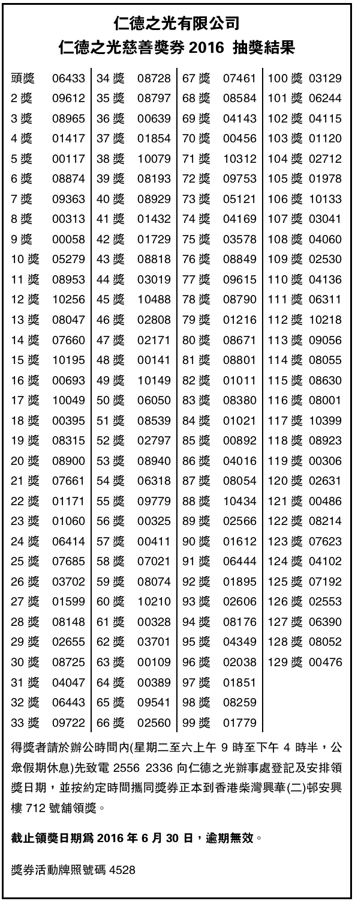# 仁德之光有限公司

## 仁德之光慈善獎券 2016 抽獎結果

| | | | | | | | |
|---|---|---|---|---|---|---|---|
| 頭獎 | 06433 | 34 獎 | 08728 | 67 獎 | 07461 | 100 獎 | 03129 |
| 2 獎 | 09612 | 35 獎 | 08797 | 68 獎 | 08584 | 101 獎 | 06244 |
| 3 獎 | 08965 | 36 獎 | 00639 | 69 獎 | 04143 | 102 獎 | 04115 |
| 4 獎 | 01417 | 37 獎 | 01854 | 70 獎 | 00456 | 103 獎 | 01120 |
| 5 獎 | 00117 | 38 獎 | 10079 | 71 獎 | 10312 | 104 獎 | 02712 |
| 6 獎 | 08874 | 39 獎 | 08193 | 72 獎 | 09753 | 105 獎 | 01978 |
| 7 獎 | 09363 | 40 獎 | 08929 | 73 獎 | 05121 | 106 獎 | 10133 |
| 8 獎 | 00313 | 41 獎 | 01432 | 74 獎 | 04169 | 107 獎 | 03041 |
| 9 獎 | 00058 | 42 獎 | 01729 | 75 獎 | 03578 | 108 獎 | 04060 |
| 10 獎 | 05279 | 43 獎 | 08818 | 76 獎 | 08849 | 109 獎 | 02530 |
| 11 獎 | 08953 | 44 獎 | 03019 | 77 獎 | 09615 | 110 獎 | 04136 |
| 12 獎 | 10256 | 45 獎 | 10488 | 78 獎 | 08790 | 111 獎 | 06311 |
| 13 獎 | 08047 | 46 獎 | 02808 | 79 獎 | 01216 | 112 獎 | 10218 |
| 14 獎 | 07660 | 47 獎 | 02171 | 80 獎 | 08671 | 113 獎 | 09056 |
| 15 獎 | 10195 | 48 獎 | 00141 | 81 獎 | 08801 | 114 獎 | 08055 |
| 16 獎 | 00693 | 49 獎 | 10149 | 82 獎 | 01011 | 115 獎 | 08630 |
| 17 獎 | 10049 | 50 獎 | 06050 | 83 獎 | 08380 | 116 獎 | 08001 |
| 18 獎 | 00395 | 51 獎 | 08539 | 84 獎 | 01021 | 117 獎 | 10399 |
| 19 獎 | 08315 | 52 獎 | 02797 | 85 獎 | 00892 | 118 獎 | 08923 |
| 20 獎 | 08900 | 53 獎 | 08940 | 86 獎 | 04016 | 119 獎 | 00306 |
| 21 獎 | 07661 | 54 獎 | 06318 | 87 獎 | 08054 | 120 獎 | 02631 |
| 22 獎 | 01171 | 55 獎 | 09779 | 88 獎 | 10434 | 121 獎 | 00486 |
| 23 獎 | 01060 | 56 獎 | 00325 | 89 獎 | 02566 | 122 獎 | 08214 |
| 24 獎 | 06414 | 57 獎 | 00411 | 90 獎 | 01612 | 123 獎 | 07623 |
| 25 獎 | 07685 | 58 獎 | 07021 | 91 獎 | 06444 | 124 獎 | 04102 |
| 26 獎 | 03702 | 59 獎 | 08074 | 92 獎 | 01895 | 125 獎 | 07192 |
| 27 獎 | 01599 | 60 獎 | 10210 | 93 獎 | 02606 | 126 獎 | 02553 |
| 28 獎 | 08148 | 61 獎 | 00328 | 94 獎 | 08176 | 127 獎 | 06390 |
| 29 獎 | 02655 | 62 獎 | 03701 | 95 獎 | 04349 | 128 獎 | 08052 |
| 30 獎 | 08725 | 63 獎 | 00109 | 96 獎 | 02038 | 129 獎 | 00476 |
| 31 獎 | 04047 | 64 獎 | 00389 | 97 獎 | 01851 | | |
| 32 獎 | 06443 | 65 獎 | 09541 | 98 獎 | 08259 | | |
| 33 獎 | 09722 | 66 獎 | 02560 | 99 獎 | 01779 | | |

得獎者請於辦公時間內(星期二至六上午 9 時至下午 4 時半，公衆假期休息)先致電 2556 2336 向仁德之光辦事處登記及安排領獎日期，並按約定時間攜同獎券正本到香港柴灣興華(二)邨安興樓 712 號舖領獎。

**截止領獎日期爲 2016 年 6 月 30 日，逾期無效。**

獎券活動牌照號碼 4528